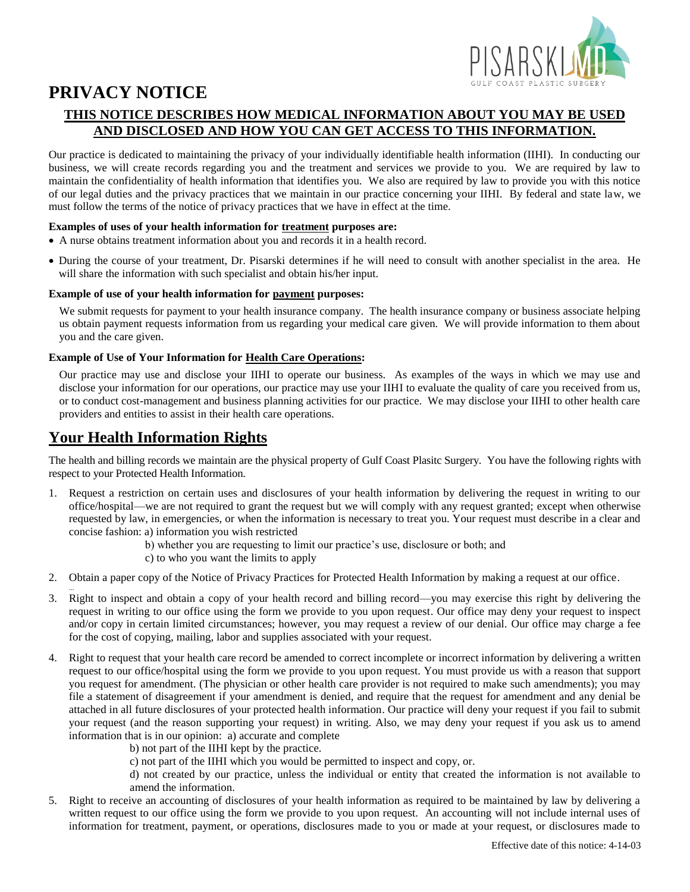# PRIVACY NOTICE

## THIS NOTICE DESCRIBES HOW MEDICAL INFORMATION ABOUT YOU MAY BE USED AND DISCLOSED AND HOW YOU CAN GET ACCESS TO THIS INFORMATION.

Our practice is dedicated to maintaining the privacy of your individually identifiable health information (IIHI). In conducting our business, we will create records regarding you and the treatment and services we provide to you. We are required by law to maintain the confidentiality of health information that identifies you. We also are required by law to provide you with this notice of our legal duties and the privacy practices that we maintain in our practice concerning your IIHI. By federal and state law, we must follow the terms of the notice of privacy practices that we have in effect at the time.

**Examples of uses of your health information for treatment purposes are:**

- A nurse obtains treatment information about you and records it in a health record.
- During the course of your treatment, Dr. Pisarski determines if he will need to consult with another specialist in the area. He will share the information with such specialist and obtain his/her input.

**Example of use of your health information for payment purposes:**

We submit requests for payment to your health insurance company. The health insurance company or business associate helping us obtain payment requests information from us regarding your medical care given. We will provide information to them about you and the care given.

**Example of Use of Your Information for Health Care Operations:**

Our practice may use and disclose your IIHI to operate our business. As examples of the ways in which we may use and disclose your information for our operations, our practice may use your IIHI to evaluate the quality of care you received from us, or to conduct cost-management and business planning activities for our practice. We may disclose your IIHI to other health care providers and entities to assist in their health care operations.

## Your Health Information Rights

The health and billing records we maintain are the physical property of Gulf Coast Plasitc Surgery. You have the following rights with respect to your Protected Health Information.

1. Request a restriction on certain uses and disclosures of your health information by delivering the request in writing to our office/hospital—we are not required to grant the request but we will comply with any request granted; except when otherwise requested by law, in emergencies, or when the information is necessary to treat you. Your request must describe in a clear and concise fashion: a) information you wish restricted
   b) whether you are requesting to limit our practice's use, disclosure or both; and
   c) to who you want the limits to apply
2. Obtain a paper copy of the Notice of Privacy Practices for Protected Health Information by making a request at our office.
3. Right to inspect and obtain a copy of your health record and billing record—you may exercise this right by delivering the request in writing to our office using the form we provide to you upon request. Our office may deny your request to inspect and/or copy in certain limited circumstances; however, you may request a review of our denial. Our office may charge a fee for the cost of copying, mailing, labor and supplies associated with your request.
4. Right to request that your health care record be amended to correct incomplete or incorrect information by delivering a written request to our office/hospital using the form we provide to you upon request. You must provide us with a reason that support you request for amendment. (The physician or other health care provider is not required to make such amendments); you may file a statement of disagreement if your amendment is denied, and require that the request for amendment and any denial be attached in all future disclosures of your protected health information. Our practice will deny your request if you fail to submit your request (and the reason supporting your request) in writing. Also, we may deny your request if you ask us to amend information that is in our opinion: a) accurate and complete
   b) not part of the IIHI kept by the practice.
   c) not part of the IIHI which you would be permitted to inspect and copy, or.
   d) not created by our practice, unless the individual or entity that created the information is not available to amend the information.
5. Right to receive an accounting of disclosures of your health information as required to be maintained by law by delivering a written request to our office using the form we provide to you upon request. An accounting will not include internal uses of information for treatment, payment, or operations, disclosures made to you or made at your request, or disclosures made to

Effective date of this notice: 4-14-03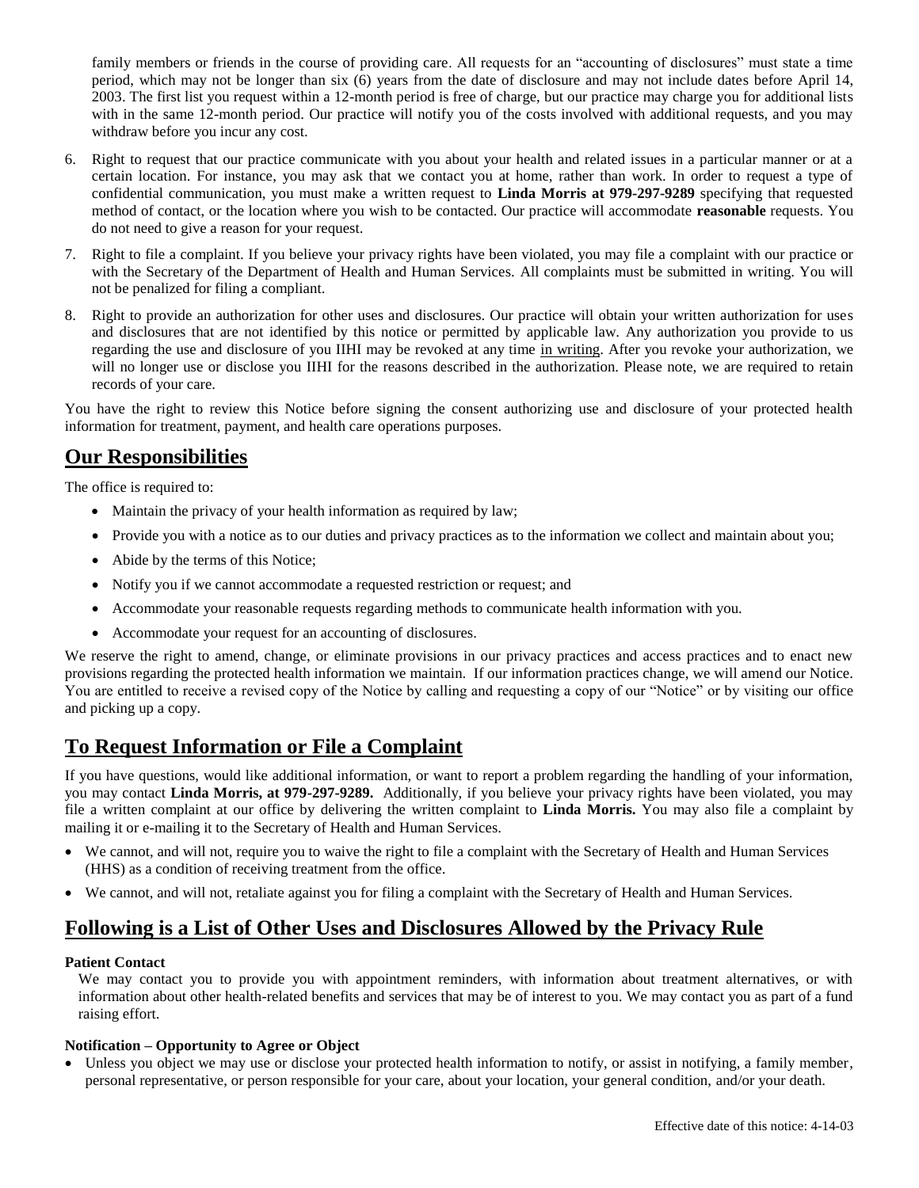family members or friends in the course of providing care. All requests for an "accounting of disclosures" must state a time period, which may not be longer than six (6) years from the date of disclosure and may not include dates before April 14, 2003. The first list you request within a 12-month period is free of charge, but our practice may charge you for additional lists with in the same 12-month period. Our practice will notify you of the costs involved with additional requests, and you may withdraw before you incur any cost.

6. Right to request that our practice communicate with you about your health and related issues in a particular manner or at a certain location. For instance, you may ask that we contact you at home, rather than work. In order to request a type of confidential communication, you must make a written request to **Linda Morris at 979-297-9289** specifying that requested method of contact, or the location where you wish to be contacted. Our practice will accommodate **reasonable** requests. You do not need to give a reason for your request.
7. Right to file a complaint. If you believe your privacy rights have been violated, you may file a complaint with our practice or with the Secretary of the Department of Health and Human Services. All complaints must be submitted in writing. You will not be penalized for filing a compliant.
8. Right to provide an authorization for other uses and disclosures. Our practice will obtain your written authorization for uses and disclosures that are not identified by this notice or permitted by applicable law. Any authorization you provide to us regarding the use and disclosure of you IIHI may be revoked at any time in writing. After you revoke your authorization, we will no longer use or disclose you IIHI for the reasons described in the authorization. Please note, we are required to retain records of your care.

You have the right to review this Notice before signing the consent authorizing use and disclosure of your protected health information for treatment, payment, and health care operations purposes.

## Our Responsibilities

The office is required to:

- Maintain the privacy of your health information as required by law;
- Provide you with a notice as to our duties and privacy practices as to the information we collect and maintain about you;
- Abide by the terms of this Notice;
- Notify you if we cannot accommodate a requested restriction or request; and
- Accommodate your reasonable requests regarding methods to communicate health information with you.
- Accommodate your request for an accounting of disclosures.

We reserve the right to amend, change, or eliminate provisions in our privacy practices and access practices and to enact new provisions regarding the protected health information we maintain. If our information practices change, we will amend our Notice. You are entitled to receive a revised copy of the Notice by calling and requesting a copy of our "Notice" or by visiting our office and picking up a copy.

## To Request Information or File a Complaint

If you have questions, would like additional information, or want to report a problem regarding the handling of your information, you may contact **Linda Morris, at 979-297-9289.** Additionally, if you believe your privacy rights have been violated, you may file a written complaint at our office by delivering the written complaint to **Linda Morris.** You may also file a complaint by mailing it or e-mailing it to the Secretary of Health and Human Services.

- We cannot, and will not, require you to waive the right to file a complaint with the Secretary of Health and Human Services (HHS) as a condition of receiving treatment from the office.
- We cannot, and will not, retaliate against you for filing a complaint with the Secretary of Health and Human Services.

## Following is a List of Other Uses and Disclosures Allowed by the Privacy Rule

**Patient Contact**

We may contact you to provide you with appointment reminders, with information about treatment alternatives, or with information about other health-related benefits and services that may be of interest to you. We may contact you as part of a fund raising effort.

**Notification – Opportunity to Agree or Object**

- Unless you object we may use or disclose your protected health information to notify, or assist in notifying, a family member, personal representative, or person responsible for your care, about your location, your general condition, and/or your death.

Effective date of this notice: 4-14-03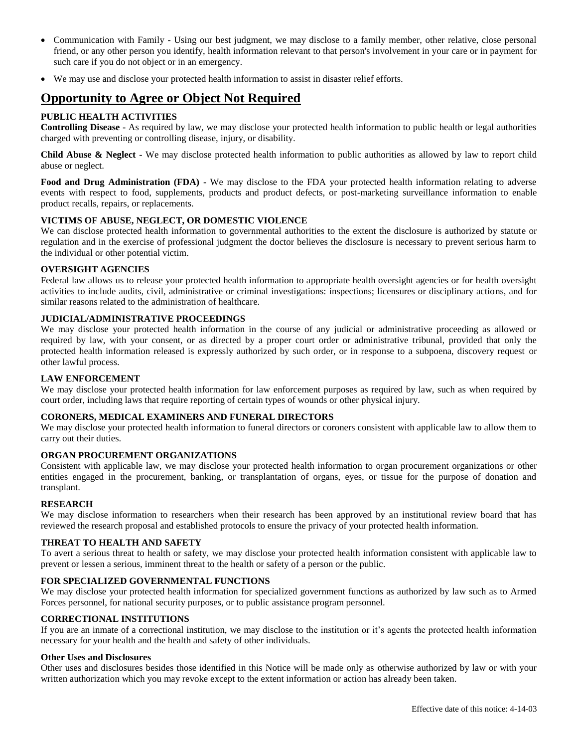- Communication with Family - Using our best judgment, we may disclose to a family member, other relative, close personal friend, or any other person you identify, health information relevant to that person's involvement in your care or in payment for such care if you do not object or in an emergency.
- We may use and disclose your protected health information to assist in disaster relief efforts.

## Opportunity to Agree or Object Not Required

**PUBLIC HEALTH ACTIVITIES**

**Controlling Disease -** As required by law, we may disclose your protected health information to public health or legal authorities charged with preventing or controlling disease, injury, or disability.

**Child Abuse & Neglect** - We may disclose protected health information to public authorities as allowed by law to report child abuse or neglect.

**Food and Drug Administration (FDA) -** We may disclose to the FDA your protected health information relating to adverse events with respect to food, supplements, products and product defects, or post-marketing surveillance information to enable product recalls, repairs, or replacements.

**VICTIMS OF ABUSE, NEGLECT, OR DOMESTIC VIOLENCE**

We can disclose protected health information to governmental authorities to the extent the disclosure is authorized by statute or regulation and in the exercise of professional judgment the doctor believes the disclosure is necessary to prevent serious harm to the individual or other potential victim.

**OVERSIGHT AGENCIES**

Federal law allows us to release your protected health information to appropriate health oversight agencies or for health oversight activities to include audits, civil, administrative or criminal investigations: inspections; licensures or disciplinary actions, and for similar reasons related to the administration of healthcare.

**JUDICIAL/ADMINISTRATIVE PROCEEDINGS**

We may disclose your protected health information in the course of any judicial or administrative proceeding as allowed or required by law, with your consent, or as directed by a proper court order or administrative tribunal, provided that only the protected health information released is expressly authorized by such order, or in response to a subpoena, discovery request or other lawful process.

**LAW ENFORCEMENT**

We may disclose your protected health information for law enforcement purposes as required by law, such as when required by court order, including laws that require reporting of certain types of wounds or other physical injury.

**CORONERS, MEDICAL EXAMINERS AND FUNERAL DIRECTORS**

We may disclose your protected health information to funeral directors or coroners consistent with applicable law to allow them to carry out their duties.

**ORGAN PROCUREMENT ORGANIZATIONS**

Consistent with applicable law, we may disclose your protected health information to organ procurement organizations or other entities engaged in the procurement, banking, or transplantation of organs, eyes, or tissue for the purpose of donation and transplant.

**RESEARCH**

We may disclose information to researchers when their research has been approved by an institutional review board that has reviewed the research proposal and established protocols to ensure the privacy of your protected health information.

**THREAT TO HEALTH AND SAFETY**

To avert a serious threat to health or safety, we may disclose your protected health information consistent with applicable law to prevent or lessen a serious, imminent threat to the health or safety of a person or the public.

**FOR SPECIALIZED GOVERNMENTAL FUNCTIONS**

We may disclose your protected health information for specialized government functions as authorized by law such as to Armed Forces personnel, for national security purposes, or to public assistance program personnel.

**CORRECTIONAL INSTITUTIONS**

If you are an inmate of a correctional institution, we may disclose to the institution or it's agents the protected health information necessary for your health and the health and safety of other individuals.

**Other Uses and Disclosures**

Other uses and disclosures besides those identified in this Notice will be made only as otherwise authorized by law or with your written authorization which you may revoke except to the extent information or action has already been taken.

Effective date of this notice: 4-14-03